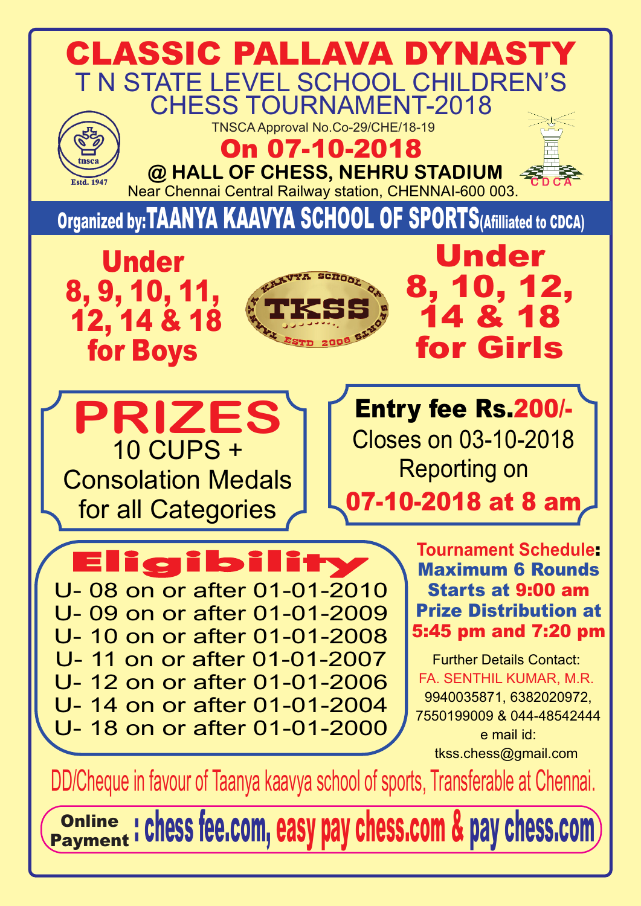# CLASSIC PALLAVA DYNASTY

## T N STATE LEVEL SCHOOL CHILDREN'S CHESS TOURNAMENT-2018

tnsca Estd. 1947

TNSCA Approval No.Co-29/CHE/18-19

## On 07-10-2018

**@ HALL OF CHESS, NEHRU STADIUM**

Near Chennai Central Railway station, CHENNAI-600 003.

CDCA

**Organized by: TAANYA KAAVYA SCHOOL OF SPORTS (Afilliated to CDCA)**

**Under 8, 9, 10, 11, 12, 14 & 18 for Boys**

TAANYA KAAVYA SCHOOL OF SPORTS TKSS ESTD 2006

**Under 8, 10, 12, 14 & 18 for Girls**

## PRIZES

10 CUPS + Consolation Medals for all Categories

**Entry fee Rs.200/-**

Closes on 03-10-2018

Reporting on

**07-10-2018 at 8 am**

## Eligibility

U- 08 on or after 01-01-2010
U- 09 on or after 01-01-2009
U- 10 on or after 01-01-2008
U- 11 on or after 01-01-2007
U- 12 on or after 01-01-2006
U- 14 on or after 01-01-2004
U- 18 on or after 01-01-2000

**Tournament Schedule:**
**Maximum 6 Rounds**
**Starts at 9:00 am**
**Prize Distribution at 5:45 pm and 7:20 pm**

Further Details Contact:
FA. SENTHIL KUMAR, M.R.
9940035871, 6382020972, 7550199009 & 044-48542444
e mail id:
tkss.chess@gmail.com

DD/Cheque in favour of Taanya kaavya school of sports, Transferable at Chennai.

**Online Payment : chess fee.com, easy pay chess.com & pay chess.com**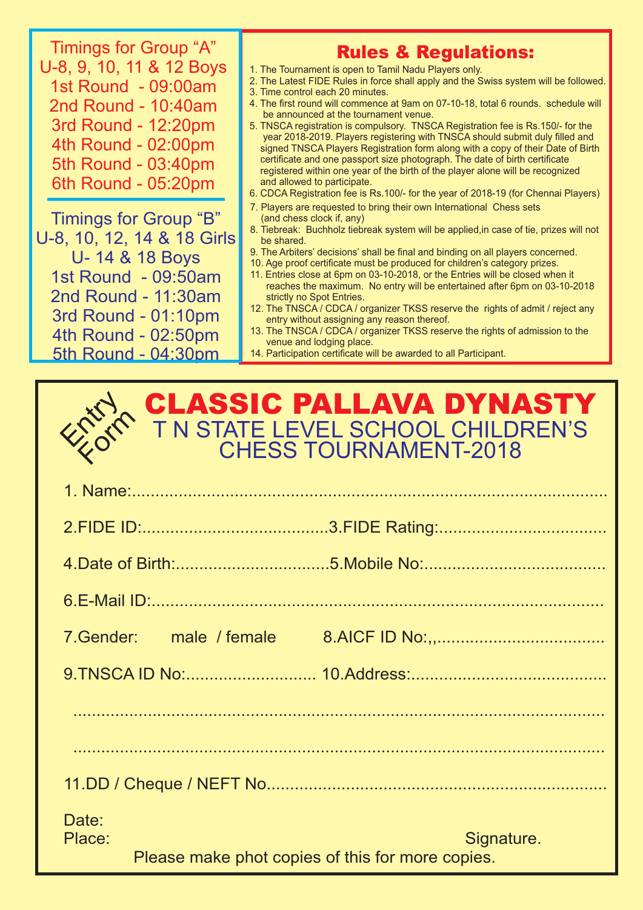Timings for Group "A"
U-8, 9, 10, 11 & 12 Boys

1st Round - 09:00am
2nd Round - 10:40am
3rd Round - 12:20pm
4th Round - 02:00pm
5th Round - 03:40pm
6th Round - 05:20pm

Timings for Group "B"
U-8, 10, 12, 14 & 18 Girls
U- 14 & 18 Boys

1st Round - 09:50am
2nd Round - 11:30am
3rd Round - 01:10pm
4th Round - 02:50pm
5th Round - 04:30pm

## Rules & Regulations:

1. The Tournament is open to Tamil Nadu Players only.
2. The Latest FIDE Rules in force shall apply and the Swiss system will be followed.
3. Time control each 20 minutes.
4. The first round will commence at 9am on 07-10-18, total 6 rounds. schedule will be announced at the tournament venue.
5. TNSCA registration is compulsory. TNSCA Registration fee is Rs.150/- for the year 2018-2019. Players registering with TNSCA should submit duly filled and signed TNSCA Players Registration form along with a copy of their Date of Birth certificate and one passport size photograph. The date of birth certificate registered within one year of the birth of the player alone will be recognized and allowed to participate.
6. CDCA Registration fee is Rs.100/- for the year of 2018-19 (for Chennai Players)
7. Players are requested to bring their own International Chess sets (and chess clock if, any)
8. Tiebreak: Buchholz tiebreak system will be applied,in case of tie, prizes will not be shared.
9. The Arbiters' decisions' shall be final and binding on all players concerned.
10. Age proof certificate must be produced for children's category prizes.
11. Entries close at 6pm on 03-10-2018, or the Entries will be closed when it reaches the maximum. No entry will be entertained after 6pm on 03-10-2018 strictly no Spot Entries.
12. The TNSCA / CDCA / organizer TKSS reserve the rights of admit / reject any entry without assigning any reason thereof.
13. The TNSCA / CDCA / organizer TKSS reserve the rights of admission to the venue and lodging place.
14. Participation certificate will be awarded to all Participant.

Entry Form

# CLASSIC PALLAVA DYNASTY

## T N STATE LEVEL SCHOOL CHILDREN'S CHESS TOURNAMENT-2018

1. Name:..........................................................................................................

2.FIDE ID:.......................................3.FIDE Rating:...................................

4.Date of Birth:.................................5.Mobile No:......................................

6.E-Mail ID:....................................................................................................

7.Gender: male / female 8.AICF ID No:,,...................................

9.TNSCA ID No:........................... 10.Address:.........................................

..........................................................................................................................

..........................................................................................................................

11.DD / Cheque / NEFT No........................................................................

Date:
Place: Signature.

Please make phot copies of this for more copies.